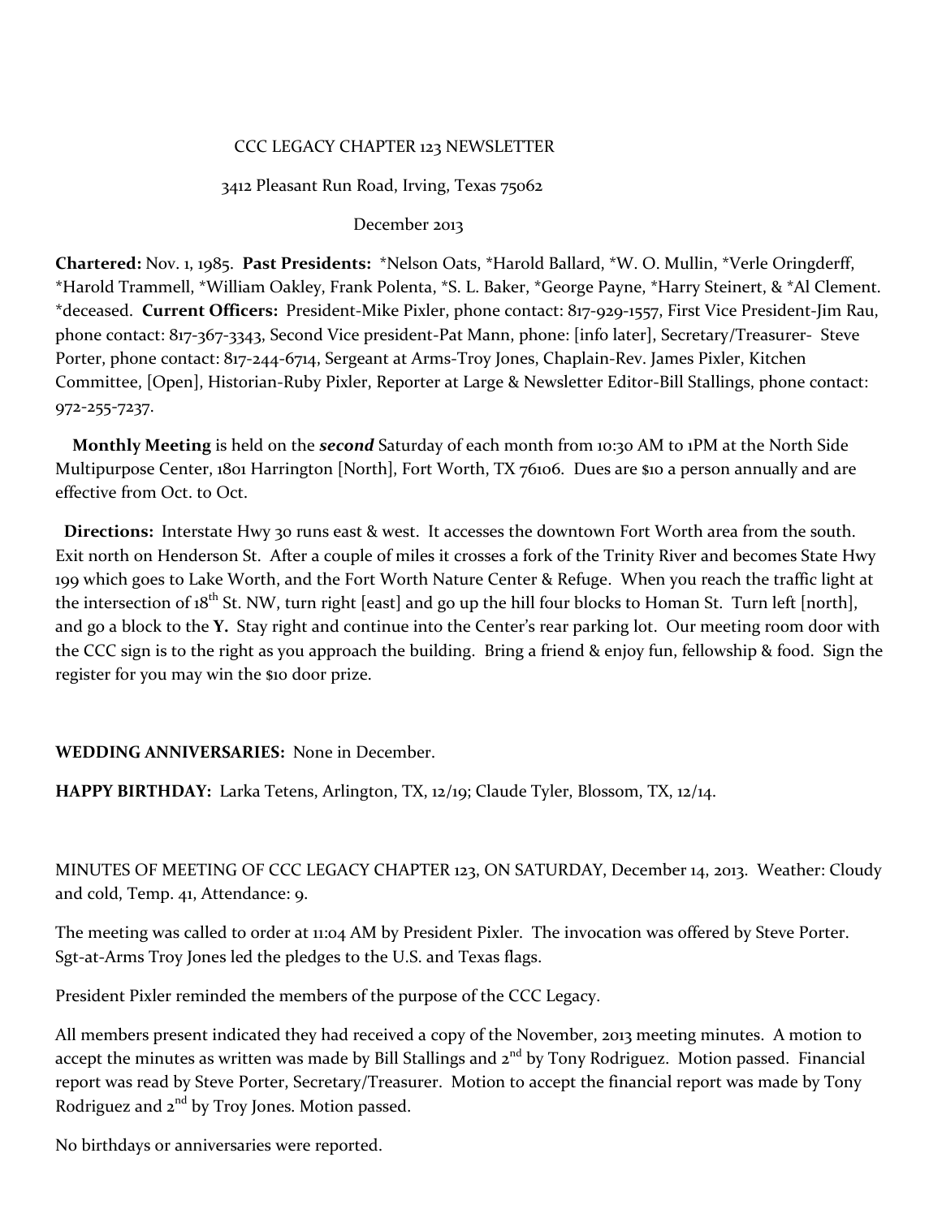CCC LEGACY CHAPTER 123 NEWSLETTER

3412 Pleasant Run Road, Irving, Texas 75062

December 2013

**Chartered:** Nov. 1, 1985. **Past Presidents:** *Nelson Oats, *Harold Ballard, *W. O. Mullin, *Verle Oringderff, *Harold Trammell, *William Oakley, Frank Polenta, *S. L. Baker, *George Payne, *Harry Steinert, & *Al Clement. *deceased. **Current Officers:** President-Mike Pixler, phone contact: 817-929-1557, First Vice President-Jim Rau, phone contact: 817-367-3343, Second Vice president-Pat Mann, phone: [info later], Secretary/Treasurer- Steve Porter, phone contact: 817-244-6714, Sergeant at Arms-Troy Jones, Chaplain-Rev. James Pixler, Kitchen Committee, [Open], Historian-Ruby Pixler, Reporter at Large & Newsletter Editor-Bill Stallings, phone contact: 972-255-7237.

**Monthly Meeting** is held on the ***second*** Saturday of each month from 10:30 AM to 1PM at the North Side Multipurpose Center, 1801 Harrington [North], Fort Worth, TX 76106. Dues are $10 a person annually and are effective from Oct. to Oct.

**Directions:** Interstate Hwy 30 runs east & west. It accesses the downtown Fort Worth area from the south. Exit north on Henderson St. After a couple of miles it crosses a fork of the Trinity River and becomes State Hwy 199 which goes to Lake Worth, and the Fort Worth Nature Center & Refuge. When you reach the traffic light at the intersection of 18th St. NW, turn right [east] and go up the hill four blocks to Homan St. Turn left [north], and go a block to the **Y.** Stay right and continue into the Center's rear parking lot. Our meeting room door with the CCC sign is to the right as you approach the building. Bring a friend & enjoy fun, fellowship & food. Sign the register for you may win the $10 door prize.

**WEDDING ANNIVERSARIES:** None in December.

**HAPPY BIRTHDAY:** Larka Tetens, Arlington, TX, 12/19; Claude Tyler, Blossom, TX, 12/14.

MINUTES OF MEETING OF CCC LEGACY CHAPTER 123, ON SATURDAY, December 14, 2013. Weather: Cloudy and cold, Temp. 41, Attendance: 9.

The meeting was called to order at 11:04 AM by President Pixler. The invocation was offered by Steve Porter. Sgt-at-Arms Troy Jones led the pledges to the U.S. and Texas flags.

President Pixler reminded the members of the purpose of the CCC Legacy.

All members present indicated they had received a copy of the November, 2013 meeting minutes. A motion to accept the minutes as written was made by Bill Stallings and 2nd by Tony Rodriguez. Motion passed. Financial report was read by Steve Porter, Secretary/Treasurer. Motion to accept the financial report was made by Tony Rodriguez and 2nd by Troy Jones. Motion passed.

No birthdays or anniversaries were reported.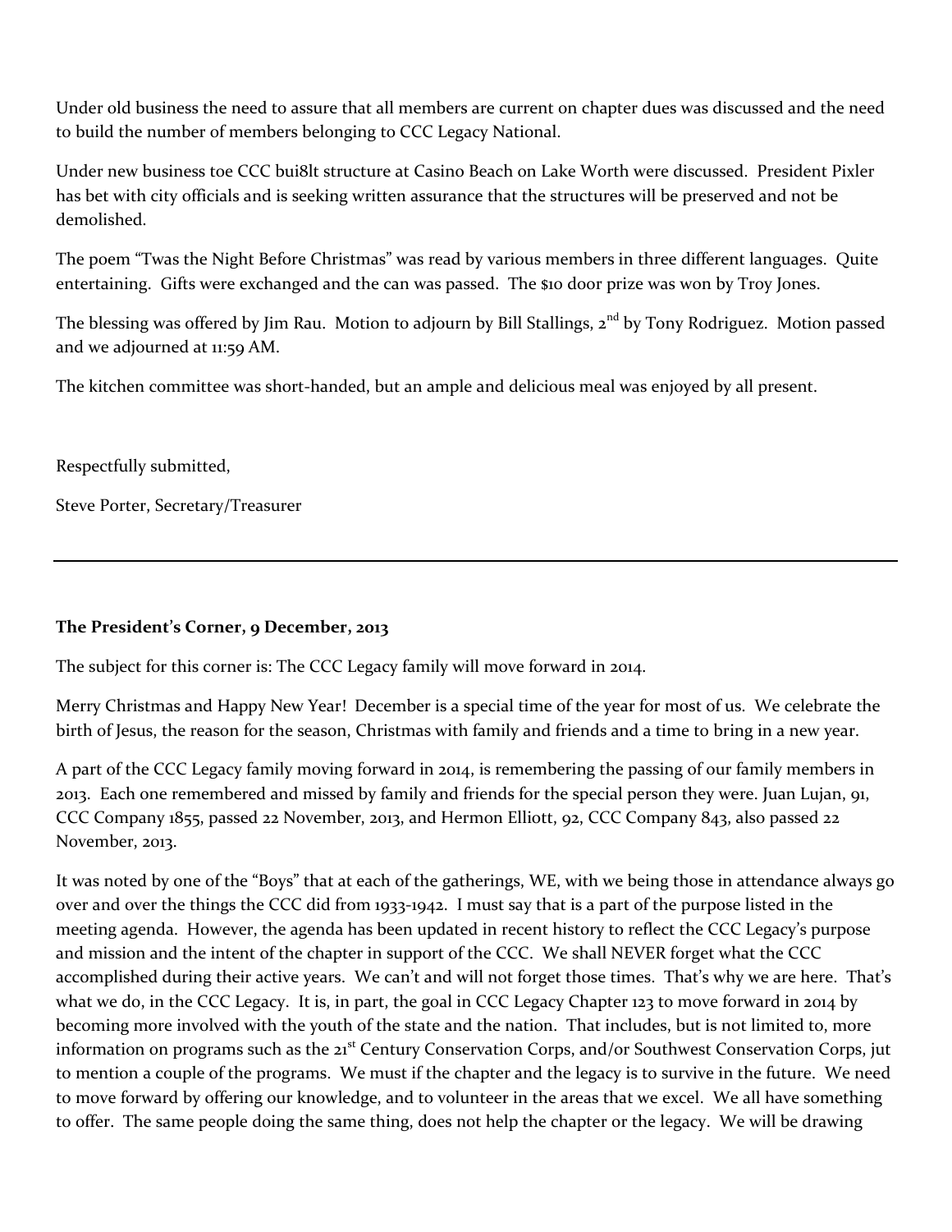Under old business the need to assure that all members are current on chapter dues was discussed and the need to build the number of members belonging to CCC Legacy National.

Under new business toe CCC bui8lt structure at Casino Beach on Lake Worth were discussed. President Pixler has bet with city officials and is seeking written assurance that the structures will be preserved and not be demolished.

The poem "Twas the Night Before Christmas" was read by various members in three different languages. Quite entertaining. Gifts were exchanged and the can was passed. The $10 door prize was won by Troy Jones.

The blessing was offered by Jim Rau. Motion to adjourn by Bill Stallings, 2nd by Tony Rodriguez. Motion passed and we adjourned at 11:59 AM.

The kitchen committee was short-handed, but an ample and delicious meal was enjoyed by all present.

Respectfully submitted,

Steve Porter, Secretary/Treasurer

---

**The President's Corner, 9 December, 2013**

The subject for this corner is: The CCC Legacy family will move forward in 2014.

Merry Christmas and Happy New Year! December is a special time of the year for most of us. We celebrate the birth of Jesus, the reason for the season, Christmas with family and friends and a time to bring in a new year.

A part of the CCC Legacy family moving forward in 2014, is remembering the passing of our family members in 2013. Each one remembered and missed by family and friends for the special person they were. Juan Lujan, 91, CCC Company 1855, passed 22 November, 2013, and Hermon Elliott, 92, CCC Company 843, also passed 22 November, 2013.

It was noted by one of the "Boys" that at each of the gatherings, WE, with we being those in attendance always go over and over the things the CCC did from 1933-1942. I must say that is a part of the purpose listed in the meeting agenda. However, the agenda has been updated in recent history to reflect the CCC Legacy's purpose and mission and the intent of the chapter in support of the CCC. We shall NEVER forget what the CCC accomplished during their active years. We can't and will not forget those times. That's why we are here. That's what we do, in the CCC Legacy. It is, in part, the goal in CCC Legacy Chapter 123 to move forward in 2014 by becoming more involved with the youth of the state and the nation. That includes, but is not limited to, more information on programs such as the 21st Century Conservation Corps, and/or Southwest Conservation Corps, jut to mention a couple of the programs. We must if the chapter and the legacy is to survive in the future. We need to move forward by offering our knowledge, and to volunteer in the areas that we excel. We all have something to offer. The same people doing the same thing, does not help the chapter or the legacy. We will be drawing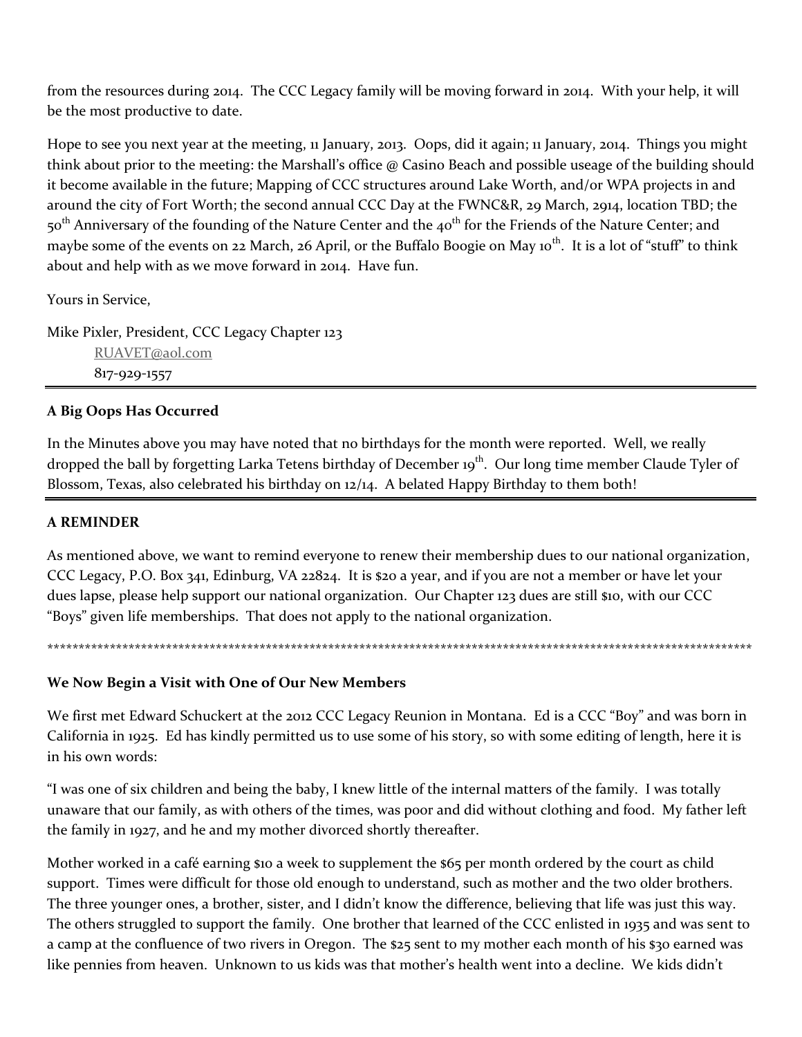from the resources during 2014. The CCC Legacy family will be moving forward in 2014. With your help, it will be the most productive to date.

Hope to see you next year at the meeting, 11 January, 2013. Oops, did it again; 11 January, 2014. Things you might think about prior to the meeting: the Marshall's office @ Casino Beach and possible useage of the building should it become available in the future; Mapping of CCC structures around Lake Worth, and/or WPA projects in and around the city of Fort Worth; the second annual CCC Day at the FWNC&R, 29 March, 2914, location TBD; the 50th Anniversary of the founding of the Nature Center and the 40th for the Friends of the Nature Center; and maybe some of the events on 22 March, 26 April, or the Buffalo Boogie on May 10th. It is a lot of "stuff" to think about and help with as we move forward in 2014. Have fun.

Yours in Service,

Mike Pixler, President, CCC Legacy Chapter 123
RUAVET@aol.com
817-929-1557

---

**A Big Oops Has Occurred**

In the Minutes above you may have noted that no birthdays for the month were reported. Well, we really dropped the ball by forgetting Larka Tetens birthday of December 19th. Our long time member Claude Tyler of Blossom, Texas, also celebrated his birthday on 12/14. A belated Happy Birthday to them both!

---

**A REMINDER**

As mentioned above, we want to remind everyone to renew their membership dues to our national organization, CCC Legacy, P.O. Box 341, Edinburg, VA 22824. It is $20 a year, and if you are not a member or have let your dues lapse, please help support our national organization. Our Chapter 123 dues are still $10, with our CCC "Boys" given life memberships. That does not apply to the national organization.

*********************************************************************************************************************

**We Now Begin a Visit with One of Our New Members**

We first met Edward Schuckert at the 2012 CCC Legacy Reunion in Montana. Ed is a CCC "Boy" and was born in California in 1925. Ed has kindly permitted us to use some of his story, so with some editing of length, here it is in his own words:

"I was one of six children and being the baby, I knew little of the internal matters of the family. I was totally unaware that our family, as with others of the times, was poor and did without clothing and food. My father left the family in 1927, and he and my mother divorced shortly thereafter.

Mother worked in a café earning $10 a week to supplement the $65 per month ordered by the court as child support. Times were difficult for those old enough to understand, such as mother and the two older brothers. The three younger ones, a brother, sister, and I didn't know the difference, believing that life was just this way. The others struggled to support the family. One brother that learned of the CCC enlisted in 1935 and was sent to a camp at the confluence of two rivers in Oregon. The $25 sent to my mother each month of his $30 earned was like pennies from heaven. Unknown to us kids was that mother's health went into a decline. We kids didn't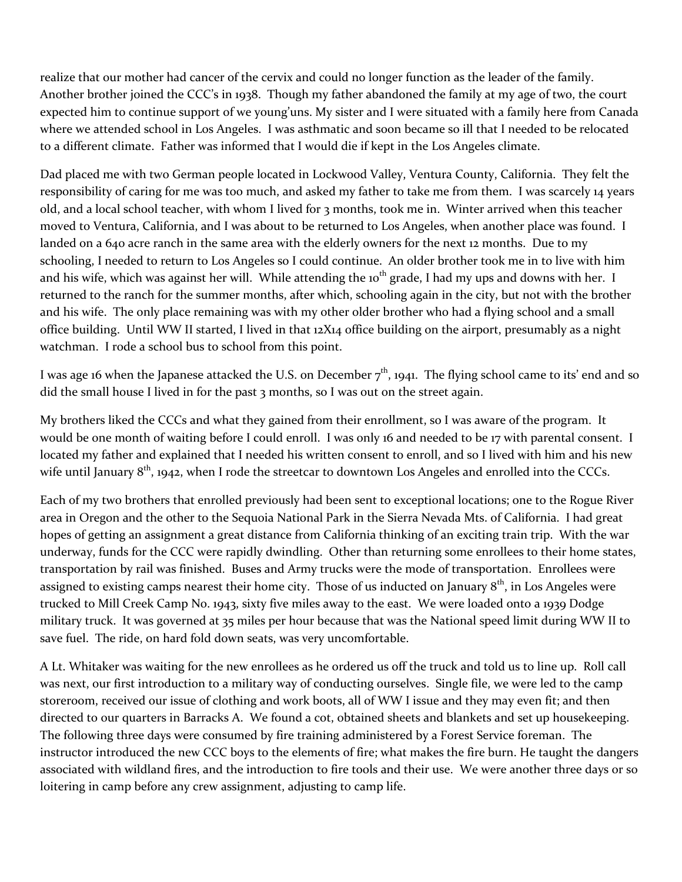realize that our mother had cancer of the cervix and could no longer function as the leader of the family. Another brother joined the CCC's in 1938. Though my father abandoned the family at my age of two, the court expected him to continue support of we young'uns. My sister and I were situated with a family here from Canada where we attended school in Los Angeles. I was asthmatic and soon became so ill that I needed to be relocated to a different climate. Father was informed that I would die if kept in the Los Angeles climate.

Dad placed me with two German people located in Lockwood Valley, Ventura County, California. They felt the responsibility of caring for me was too much, and asked my father to take me from them. I was scarcely 14 years old, and a local school teacher, with whom I lived for 3 months, took me in. Winter arrived when this teacher moved to Ventura, California, and I was about to be returned to Los Angeles, when another place was found. I landed on a 640 acre ranch in the same area with the elderly owners for the next 12 months. Due to my schooling, I needed to return to Los Angeles so I could continue. An older brother took me in to live with him and his wife, which was against her will. While attending the 10th grade, I had my ups and downs with her. I returned to the ranch for the summer months, after which, schooling again in the city, but not with the brother and his wife. The only place remaining was with my other older brother who had a flying school and a small office building. Until WW II started, I lived in that 12X14 office building on the airport, presumably as a night watchman. I rode a school bus to school from this point.

I was age 16 when the Japanese attacked the U.S. on December 7th, 1941. The flying school came to its' end and so did the small house I lived in for the past 3 months, so I was out on the street again.

My brothers liked the CCCs and what they gained from their enrollment, so I was aware of the program. It would be one month of waiting before I could enroll. I was only 16 and needed to be 17 with parental consent. I located my father and explained that I needed his written consent to enroll, and so I lived with him and his new wife until January 8th, 1942, when I rode the streetcar to downtown Los Angeles and enrolled into the CCCs.

Each of my two brothers that enrolled previously had been sent to exceptional locations; one to the Rogue River area in Oregon and the other to the Sequoia National Park in the Sierra Nevada Mts. of California. I had great hopes of getting an assignment a great distance from California thinking of an exciting train trip. With the war underway, funds for the CCC were rapidly dwindling. Other than returning some enrollees to their home states, transportation by rail was finished. Buses and Army trucks were the mode of transportation. Enrollees were assigned to existing camps nearest their home city. Those of us inducted on January 8th, in Los Angeles were trucked to Mill Creek Camp No. 1943, sixty five miles away to the east. We were loaded onto a 1939 Dodge military truck. It was governed at 35 miles per hour because that was the National speed limit during WW II to save fuel. The ride, on hard fold down seats, was very uncomfortable.

A Lt. Whitaker was waiting for the new enrollees as he ordered us off the truck and told us to line up. Roll call was next, our first introduction to a military way of conducting ourselves. Single file, we were led to the camp storeroom, received our issue of clothing and work boots, all of WW I issue and they may even fit; and then directed to our quarters in Barracks A. We found a cot, obtained sheets and blankets and set up housekeeping. The following three days were consumed by fire training administered by a Forest Service foreman. The instructor introduced the new CCC boys to the elements of fire; what makes the fire burn. He taught the dangers associated with wildland fires, and the introduction to fire tools and their use. We were another three days or so loitering in camp before any crew assignment, adjusting to camp life.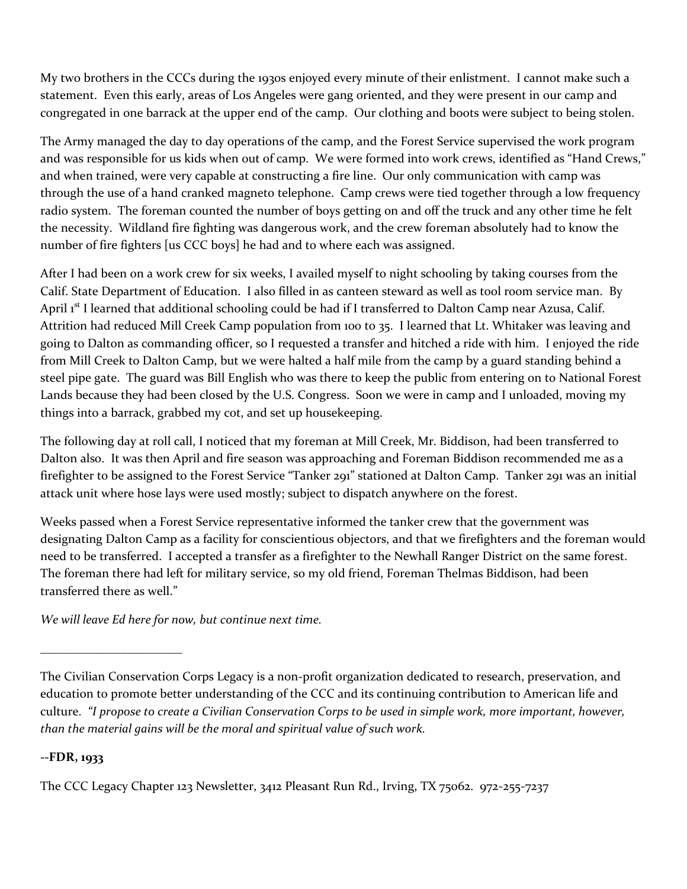My two brothers in the CCCs during the 1930s enjoyed every minute of their enlistment. I cannot make such a statement. Even this early, areas of Los Angeles were gang oriented, and they were present in our camp and congregated in one barrack at the upper end of the camp. Our clothing and boots were subject to being stolen.

The Army managed the day to day operations of the camp, and the Forest Service supervised the work program and was responsible for us kids when out of camp. We were formed into work crews, identified as "Hand Crews," and when trained, were very capable at constructing a fire line. Our only communication with camp was through the use of a hand cranked magneto telephone. Camp crews were tied together through a low frequency radio system. The foreman counted the number of boys getting on and off the truck and any other time he felt the necessity. Wildland fire fighting was dangerous work, and the crew foreman absolutely had to know the number of fire fighters [us CCC boys] he had and to where each was assigned.

After I had been on a work crew for six weeks, I availed myself to night schooling by taking courses from the Calif. State Department of Education. I also filled in as canteen steward as well as tool room service man. By April 1st I learned that additional schooling could be had if I transferred to Dalton Camp near Azusa, Calif. Attrition had reduced Mill Creek Camp population from 100 to 35. I learned that Lt. Whitaker was leaving and going to Dalton as commanding officer, so I requested a transfer and hitched a ride with him. I enjoyed the ride from Mill Creek to Dalton Camp, but we were halted a half mile from the camp by a guard standing behind a steel pipe gate. The guard was Bill English who was there to keep the public from entering on to National Forest Lands because they had been closed by the U.S. Congress. Soon we were in camp and I unloaded, moving my things into a barrack, grabbed my cot, and set up housekeeping.

The following day at roll call, I noticed that my foreman at Mill Creek, Mr. Biddison, had been transferred to Dalton also. It was then April and fire season was approaching and Foreman Biddison recommended me as a firefighter to be assigned to the Forest Service "Tanker 291" stationed at Dalton Camp. Tanker 291 was an initial attack unit where hose lays were used mostly; subject to dispatch anywhere on the forest.

Weeks passed when a Forest Service representative informed the tanker crew that the government was designating Dalton Camp as a facility for conscientious objectors, and that we firefighters and the foreman would need to be transferred. I accepted a transfer as a firefighter to the Newhall Ranger District on the same forest. The foreman there had left for military service, so my old friend, Foreman Thelmas Biddison, had been transferred there as well."

*We will leave Ed here for now, but continue next time.*

---

The Civilian Conservation Corps Legacy is a non-profit organization dedicated to research, preservation, and education to promote better understanding of the CCC and its continuing contribution to American life and culture. *"I propose to create a Civilian Conservation Corps to be used in simple work, more important, however, than the material gains will be the moral and spiritual value of such work.*

--**FDR, 1933**

The CCC Legacy Chapter 123 Newsletter, 3412 Pleasant Run Rd., Irving, TX 75062. 972-255-7237